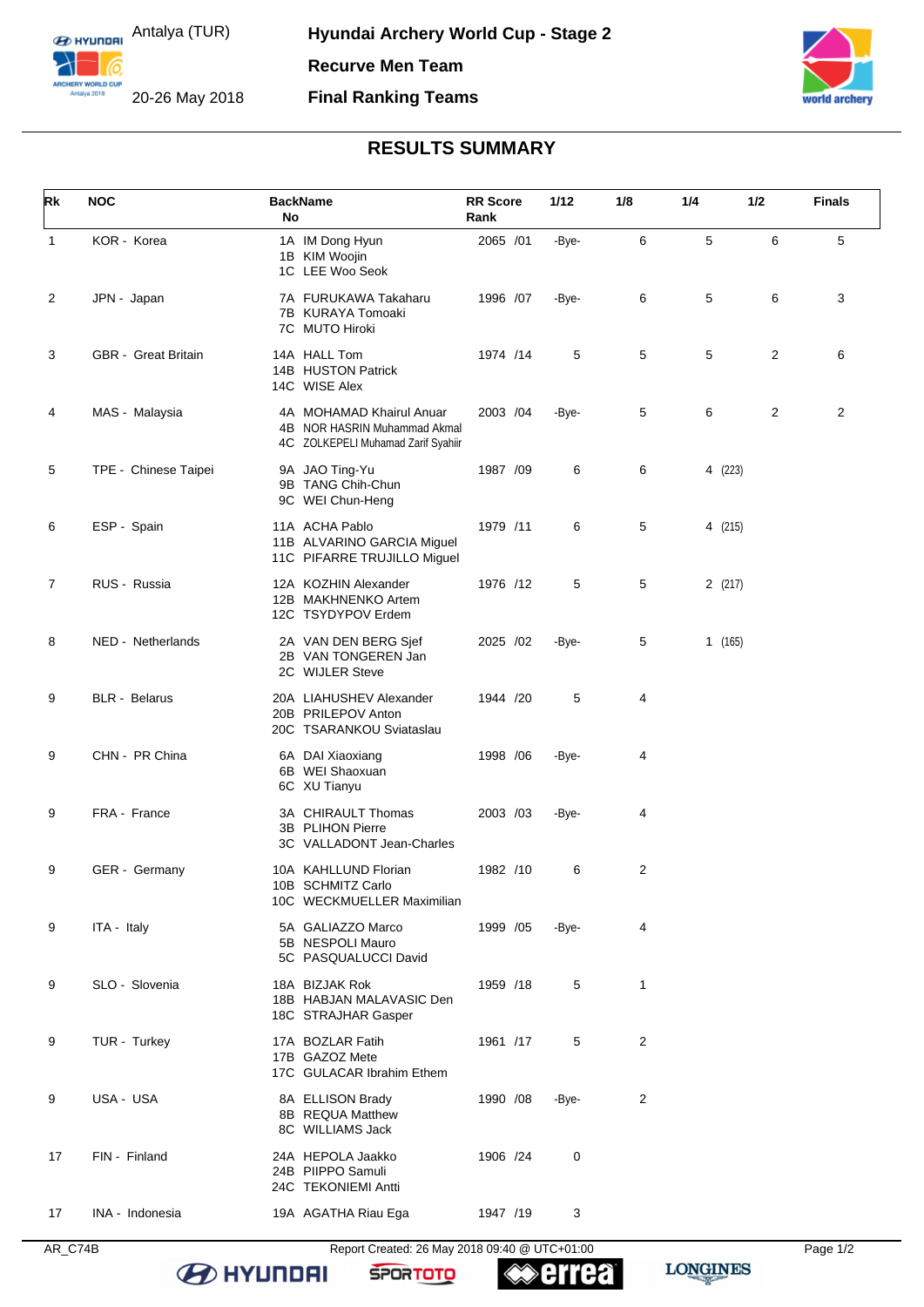Antalya (TUR)

20-26 May 2018

**Hyundai Archery World Cup - Stage 2**

**Recurve Men Team**

**Final Ranking Teams**

# RESULTS SUMMARY

| Rk | NOC | BackName No | RR Score Rank | 1/12 | 1/8 | 1/4 | 1/2 | Finals |
|---|---|---|---|---|---|---|---|---|
| 1 | KOR - Korea | 1A IM Dong Hyun<br>1B KIM Woojin<br>1C LEE Woo Seok | 2065 /01 | -Bye- | 6 | 5 | 6 | 5 |
| 2 | JPN - Japan | 7A FURUKAWA Takaharu<br>7B KURAYA Tomoaki<br>7C MUTO Hiroki | 1996 /07 | -Bye- | 6 | 5 | 6 | 3 |
| 3 | GBR - Great Britain | 14A HALL Tom<br>14B HUSTON Patrick<br>14C WISE Alex | 1974 /14 | 5 | 5 | 5 | 2 | 6 |
| 4 | MAS - Malaysia | 4A MOHAMAD Khairul Anuar<br>4B NOR HASRIN Muhammad Akmal<br>4C ZOLKEPELI Muhamad Zarif Syahiir | 2003 /04 | -Bye- | 5 | 6 | 2 | 2 |
| 5 | TPE - Chinese Taipei | 9A JAO Ting-Yu<br>9B TANG Chih-Chun<br>9C WEI Chun-Heng | 1987 /09 | 6 | 6 | 4 (223) | | |
| 6 | ESP - Spain | 11A ACHA Pablo<br>11B ALVARINO GARCIA Miguel<br>11C PIFARRE TRUJILLO Miguel | 1979 /11 | 6 | 5 | 4 (215) | | |
| 7 | RUS - Russia | 12A KOZHIN Alexander<br>12B MAKHNENKO Artem<br>12C TSYDYPOV Erdem | 1976 /12 | 5 | 5 | 2 (217) | | |
| 8 | NED - Netherlands | 2A VAN DEN BERG Sjef<br>2B VAN TONGEREN Jan<br>2C WIJLER Steve | 2025 /02 | -Bye- | 5 | 1 (165) | | |
| 9 | BLR - Belarus | 20A LIAHUSHEV Alexander<br>20B PRILEPOV Anton<br>20C TSARANKOU Sviataslau | 1944 /20 | 5 | 4 | | | |
| 9 | CHN - PR China | 6A DAI Xiaoxiang<br>6B WEI Shaoxuan<br>6C XU Tianyu | 1998 /06 | -Bye- | 4 | | | |
| 9 | FRA - France | 3A CHIRAULT Thomas<br>3B PLIHON Pierre<br>3C VALLADONT Jean-Charles | 2003 /03 | -Bye- | 4 | | | |
| 9 | GER - Germany | 10A KAHLLUND Florian<br>10B SCHMITZ Carlo<br>10C WECKMUELLER Maximilian | 1982 /10 | 6 | 2 | | | |
| 9 | ITA - Italy | 5A GALIAZZO Marco<br>5B NESPOLI Mauro<br>5C PASQUALUCCI David | 1999 /05 | -Bye- | 4 | | | |
| 9 | SLO - Slovenia | 18A BIZJAK Rok<br>18B HABJAN MALAVASIC Den<br>18C STRAJHAR Gasper | 1959 /18 | 5 | 1 | | | |
| 9 | TUR - Turkey | 17A BOZLAR Fatih<br>17B GAZOZ Mete<br>17C GULACAR Ibrahim Ethem | 1961 /17 | 5 | 2 | | | |
| 9 | USA - USA | 8A ELLISON Brady<br>8B REQUA Matthew<br>8C WILLIAMS Jack | 1990 /08 | -Bye- | 2 | | | |
| 17 | FIN - Finland | 24A HEPOLA Jaakko<br>24B PIIPPO Samuli<br>24C TEKONIEMI Antti | 1906 /24 | 0 | | | | |
| 17 | INA - Indonesia | 19A AGATHA Riau Ega | 1947 /19 | 3 | | | | |

AR_C74B

Report Created: 26 May 2018 09:40 @ UTC+01:00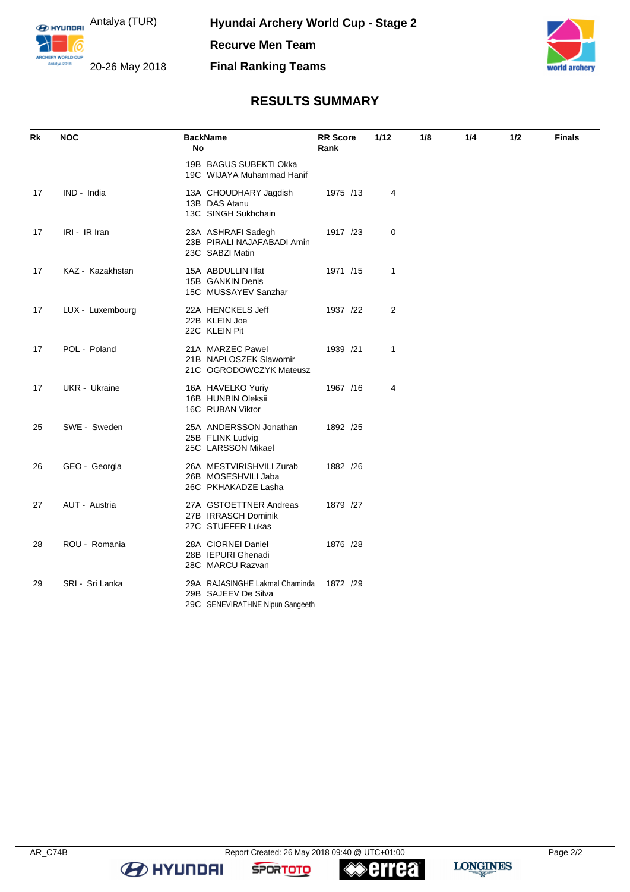# RESULTS SUMMARY

| Rk | NOC | BackName No | RR Score Rank | 1/12 | 1/8 | 1/4 | 1/2 | Finals |
|---|---|---|---|---|---|---|---|---|
| | | 19B BAGUS SUBEKTI Okka<br>19C WIJAYA Muhammad Hanif | | | | | | |
| 17 | IND - India | 13A CHOUDHARY Jagdish<br>13B DAS Atanu<br>13C SINGH Sukhchain | 1975 /13 | 4 | | | | |
| 17 | IRI - IR Iran | 23A ASHRAFI Sadegh<br>23B PIRALI NAJAFABADI Amin<br>23C SABZI Matin | 1917 /23 | 0 | | | | |
| 17 | KAZ - Kazakhstan | 15A ABDULLIN Ilfat<br>15B GANKIN Denis<br>15C MUSSAYEV Sanzhar | 1971 /15 | 1 | | | | |
| 17 | LUX - Luxembourg | 22A HENCKELS Jeff<br>22B KLEIN Joe<br>22C KLEIN Pit | 1937 /22 | 2 | | | | |
| 17 | POL - Poland | 21A MARZEC Pawel<br>21B NAPLOSZEK Slawomir<br>21C OGRODOWCZYK Mateusz | 1939 /21 | 1 | | | | |
| 17 | UKR - Ukraine | 16A HAVELKO Yuriy<br>16B HUNBIN Oleksii<br>16C RUBAN Viktor | 1967 /16 | 4 | | | | |
| 25 | SWE - Sweden | 25A ANDERSSON Jonathan<br>25B FLINK Ludvig<br>25C LARSSON Mikael | 1892 /25 | | | | | |
| 26 | GEO - Georgia | 26A MESTVIRISHVILI Zurab<br>26B MOSESHVILI Jaba<br>26C PKHAKADZE Lasha | 1882 /26 | | | | | |
| 27 | AUT - Austria | 27A GSTOETTNER Andreas<br>27B IRRASCH Dominik<br>27C STUEFER Lukas | 1879 /27 | | | | | |
| 28 | ROU - Romania | 28A CIORNEI Daniel<br>28B IEPURI Ghenadi<br>28C MARCU Razvan | 1876 /28 | | | | | |
| 29 | SRI - Sri Lanka | 29A RAJASINGHE Lakmal Chaminda<br>29B SAJEEV De Silva<br>29C SENEVIRATHNE Nipun Sangeeth | 1872 /29 | | | | | |

AR_C74B Report Created: 26 May 2018 09:40 @ UTC+01:00